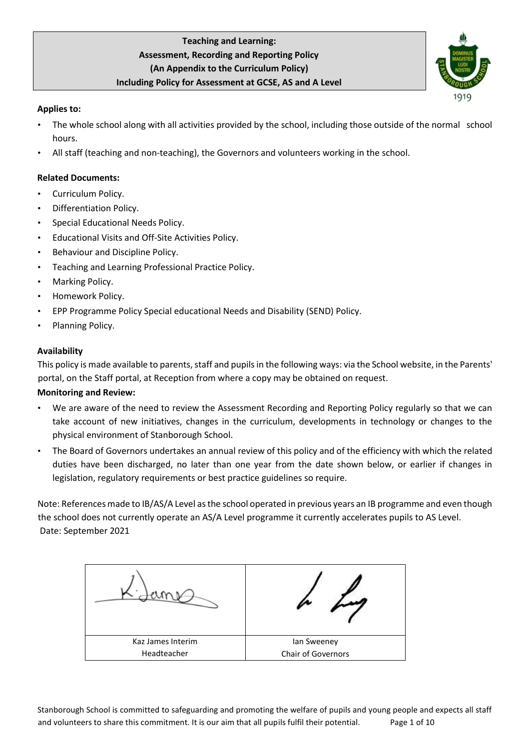# Teaching and Learning:
# Assessment, Recording and Reporting Policy
# (An Appendix to the Curriculum Policy)
# Including Policy for Assessment at GCSE, AS and A Level

**Applies to:**

- The whole school along with all activities provided by the school, including those outside of the normal school hours.
- All staff (teaching and non-teaching), the Governors and volunteers working in the school.

**Related Documents:**

- Curriculum Policy.
- Differentiation Policy.
- Special Educational Needs Policy.
- Educational Visits and Off-Site Activities Policy.
- Behaviour and Discipline Policy.
- Teaching and Learning Professional Practice Policy.
- Marking Policy.
- Homework Policy.
- EPP Programme Policy Special educational Needs and Disability (SEND) Policy.
- Planning Policy.

**Availability**

This policy is made available to parents, staff and pupils in the following ways: via the School website, in the Parents' portal, on the Staff portal, at Reception from where a copy may be obtained on request.

**Monitoring and Review:**

- We are aware of the need to review the Assessment Recording and Reporting Policy regularly so that we can take account of new initiatives, changes in the curriculum, developments in technology or changes to the physical environment of Stanborough School.
- The Board of Governors undertakes an annual review of this policy and of the efficiency with which the related duties have been discharged, no later than one year from the date shown below, or earlier if changes in legislation, regulatory requirements or best practice guidelines so require.

Note: References made to IB/AS/A Level as the school operated in previous years an IB programme and even though the school does not currently operate an AS/A Level programme it currently accelerates pupils to AS Level.

Date: September 2021

| [Signature] | [Signature] |
| --- | --- |
| Kaz James Interim Headteacher | Ian Sweeney Chair of Governors |

Stanborough School is committed to safeguarding and promoting the welfare of pupils and young people and expects all staff and volunteers to share this commitment. It is our aim that all pupils fulfil their potential.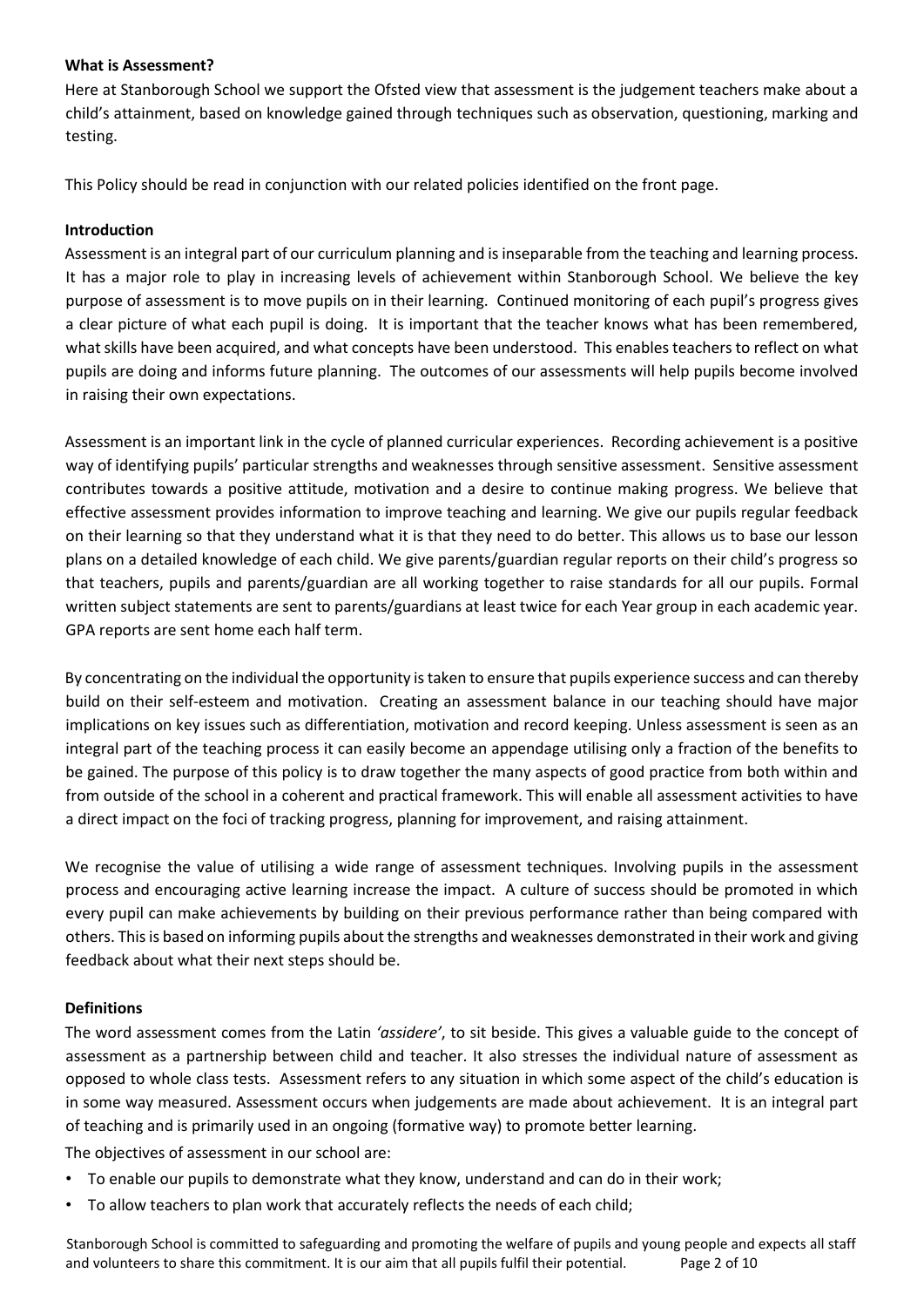**What is Assessment?**

Here at Stanborough School we support the Ofsted view that assessment is the judgement teachers make about a child's attainment, based on knowledge gained through techniques such as observation, questioning, marking and testing.

This Policy should be read in conjunction with our related policies identified on the front page.

**Introduction**

Assessment is an integral part of our curriculum planning and is inseparable from the teaching and learning process. It has a major role to play in increasing levels of achievement within Stanborough School. We believe the key purpose of assessment is to move pupils on in their learning. Continued monitoring of each pupil's progress gives a clear picture of what each pupil is doing. It is important that the teacher knows what has been remembered, what skills have been acquired, and what concepts have been understood. This enables teachers to reflect on what pupils are doing and informs future planning. The outcomes of our assessments will help pupils become involved in raising their own expectations.

Assessment is an important link in the cycle of planned curricular experiences. Recording achievement is a positive way of identifying pupils' particular strengths and weaknesses through sensitive assessment. Sensitive assessment contributes towards a positive attitude, motivation and a desire to continue making progress. We believe that effective assessment provides information to improve teaching and learning. We give our pupils regular feedback on their learning so that they understand what it is that they need to do better. This allows us to base our lesson plans on a detailed knowledge of each child. We give parents/guardian regular reports on their child's progress so that teachers, pupils and parents/guardian are all working together to raise standards for all our pupils. Formal written subject statements are sent to parents/guardians at least twice for each Year group in each academic year. GPA reports are sent home each half term.

By concentrating on the individual the opportunity is taken to ensure that pupils experience success and can thereby build on their self-esteem and motivation. Creating an assessment balance in our teaching should have major implications on key issues such as differentiation, motivation and record keeping. Unless assessment is seen as an integral part of the teaching process it can easily become an appendage utilising only a fraction of the benefits to be gained. The purpose of this policy is to draw together the many aspects of good practice from both within and from outside of the school in a coherent and practical framework. This will enable all assessment activities to have a direct impact on the foci of tracking progress, planning for improvement, and raising attainment.

We recognise the value of utilising a wide range of assessment techniques. Involving pupils in the assessment process and encouraging active learning increase the impact. A culture of success should be promoted in which every pupil can make achievements by building on their previous performance rather than being compared with others. This is based on informing pupils about the strengths and weaknesses demonstrated in their work and giving feedback about what their next steps should be.

**Definitions**

The word assessment comes from the Latin *'assidere'*, to sit beside. This gives a valuable guide to the concept of assessment as a partnership between child and teacher. It also stresses the individual nature of assessment as opposed to whole class tests. Assessment refers to any situation in which some aspect of the child's education is in some way measured. Assessment occurs when judgements are made about achievement. It is an integral part of teaching and is primarily used in an ongoing (formative way) to promote better learning.

The objectives of assessment in our school are:

- To enable our pupils to demonstrate what they know, understand and can do in their work;
- To allow teachers to plan work that accurately reflects the needs of each child;

Stanborough School is committed to safeguarding and promoting the welfare of pupils and young people and expects all staff and volunteers to share this commitment. It is our aim that all pupils fulfil their potential.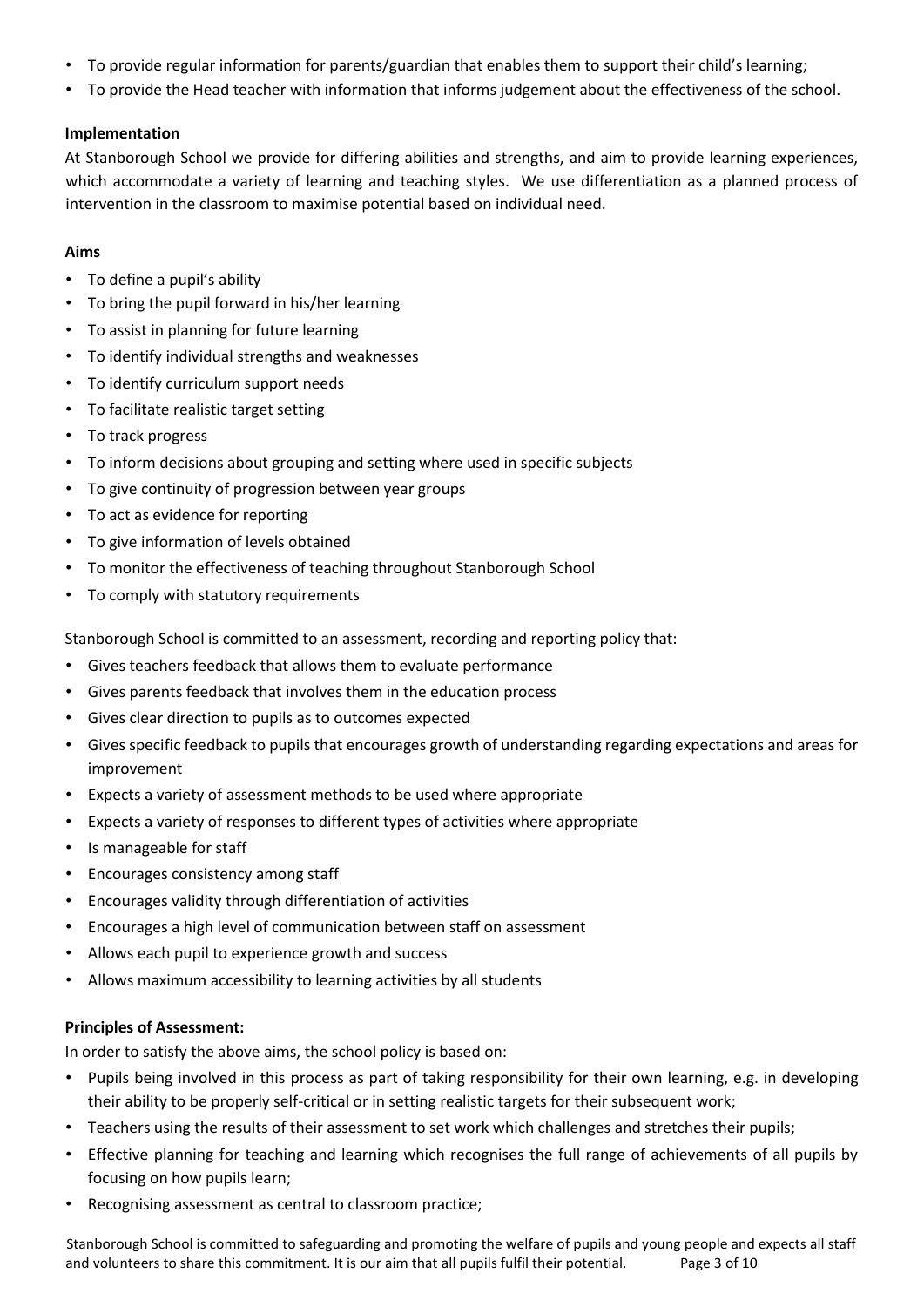- To provide regular information for parents/guardian that enables them to support their child's learning;
- To provide the Head teacher with information that informs judgement about the effectiveness of the school.

**Implementation**

At Stanborough School we provide for differing abilities and strengths, and aim to provide learning experiences, which accommodate a variety of learning and teaching styles. We use differentiation as a planned process of intervention in the classroom to maximise potential based on individual need.

**Aims**

- To define a pupil's ability
- To bring the pupil forward in his/her learning
- To assist in planning for future learning
- To identify individual strengths and weaknesses
- To identify curriculum support needs
- To facilitate realistic target setting
- To track progress
- To inform decisions about grouping and setting where used in specific subjects
- To give continuity of progression between year groups
- To act as evidence for reporting
- To give information of levels obtained
- To monitor the effectiveness of teaching throughout Stanborough School
- To comply with statutory requirements

Stanborough School is committed to an assessment, recording and reporting policy that:

- Gives teachers feedback that allows them to evaluate performance
- Gives parents feedback that involves them in the education process
- Gives clear direction to pupils as to outcomes expected
- Gives specific feedback to pupils that encourages growth of understanding regarding expectations and areas for improvement
- Expects a variety of assessment methods to be used where appropriate
- Expects a variety of responses to different types of activities where appropriate
- Is manageable for staff
- Encourages consistency among staff
- Encourages validity through differentiation of activities
- Encourages a high level of communication between staff on assessment
- Allows each pupil to experience growth and success
- Allows maximum accessibility to learning activities by all students

**Principles of Assessment:**

In order to satisfy the above aims, the school policy is based on:

- Pupils being involved in this process as part of taking responsibility for their own learning, e.g. in developing their ability to be properly self-critical or in setting realistic targets for their subsequent work;
- Teachers using the results of their assessment to set work which challenges and stretches their pupils;
- Effective planning for teaching and learning which recognises the full range of achievements of all pupils by focusing on how pupils learn;
- Recognising assessment as central to classroom practice;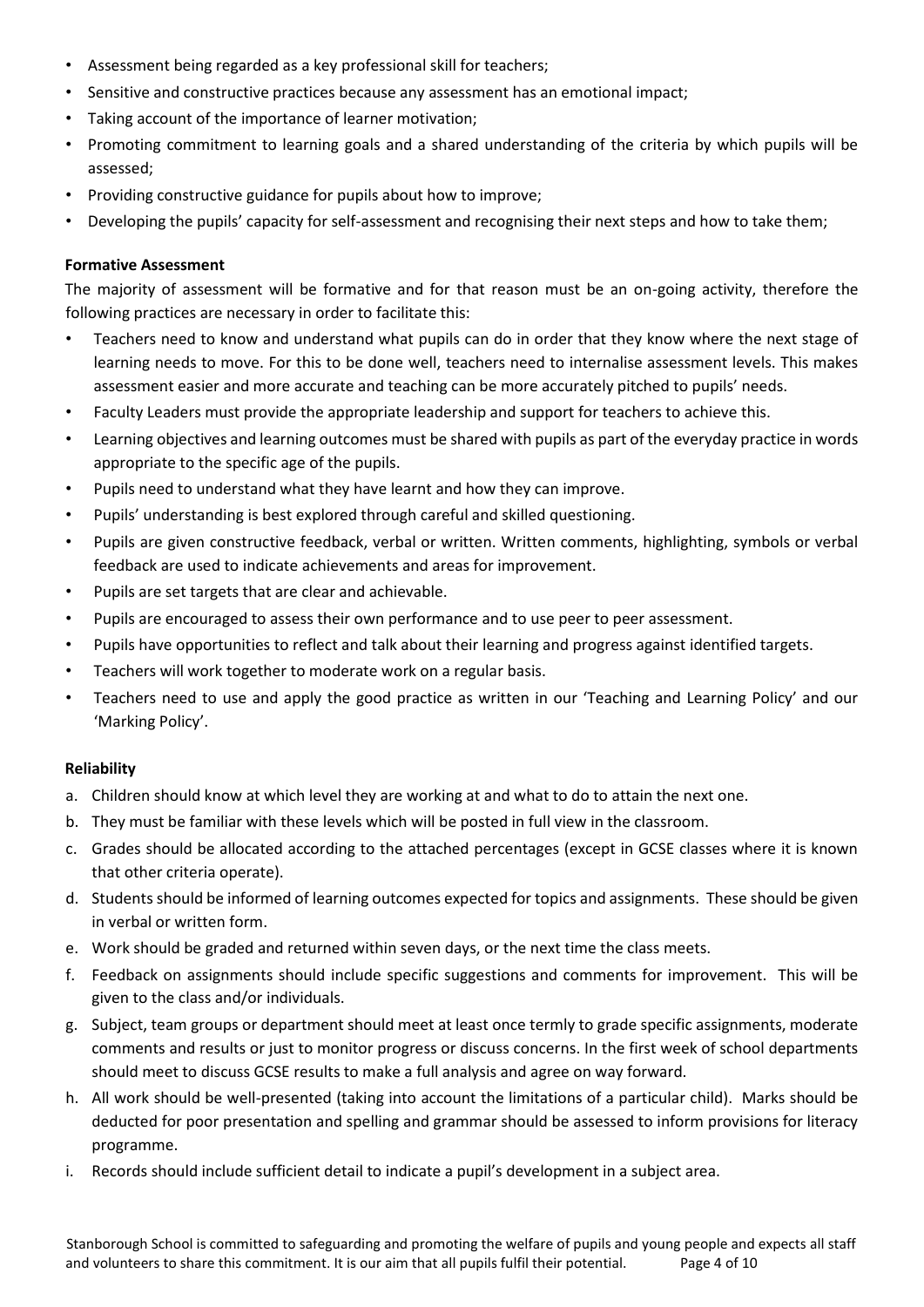- Assessment being regarded as a key professional skill for teachers;
- Sensitive and constructive practices because any assessment has an emotional impact;
- Taking account of the importance of learner motivation;
- Promoting commitment to learning goals and a shared understanding of the criteria by which pupils will be assessed;
- Providing constructive guidance for pupils about how to improve;
- Developing the pupils' capacity for self-assessment and recognising their next steps and how to take them;

**Formative Assessment**

The majority of assessment will be formative and for that reason must be an on-going activity, therefore the following practices are necessary in order to facilitate this:

- Teachers need to know and understand what pupils can do in order that they know where the next stage of learning needs to move. For this to be done well, teachers need to internalise assessment levels. This makes assessment easier and more accurate and teaching can be more accurately pitched to pupils' needs.
- Faculty Leaders must provide the appropriate leadership and support for teachers to achieve this.
- Learning objectives and learning outcomes must be shared with pupils as part of the everyday practice in words appropriate to the specific age of the pupils.
- Pupils need to understand what they have learnt and how they can improve.
- Pupils' understanding is best explored through careful and skilled questioning.
- Pupils are given constructive feedback, verbal or written. Written comments, highlighting, symbols or verbal feedback are used to indicate achievements and areas for improvement.
- Pupils are set targets that are clear and achievable.
- Pupils are encouraged to assess their own performance and to use peer to peer assessment.
- Pupils have opportunities to reflect and talk about their learning and progress against identified targets.
- Teachers will work together to moderate work on a regular basis.
- Teachers need to use and apply the good practice as written in our 'Teaching and Learning Policy' and our 'Marking Policy'.

**Reliability**

a. Children should know at which level they are working at and what to do to attain the next one.
b. They must be familiar with these levels which will be posted in full view in the classroom.
c. Grades should be allocated according to the attached percentages (except in GCSE classes where it is known that other criteria operate).
d. Students should be informed of learning outcomes expected for topics and assignments. These should be given in verbal or written form.
e. Work should be graded and returned within seven days, or the next time the class meets.
f. Feedback on assignments should include specific suggestions and comments for improvement. This will be given to the class and/or individuals.
g. Subject, team groups or department should meet at least once termly to grade specific assignments, moderate comments and results or just to monitor progress or discuss concerns. In the first week of school departments should meet to discuss GCSE results to make a full analysis and agree on way forward.
h. All work should be well-presented (taking into account the limitations of a particular child). Marks should be deducted for poor presentation and spelling and grammar should be assessed to inform provisions for literacy programme.
i. Records should include sufficient detail to indicate a pupil's development in a subject area.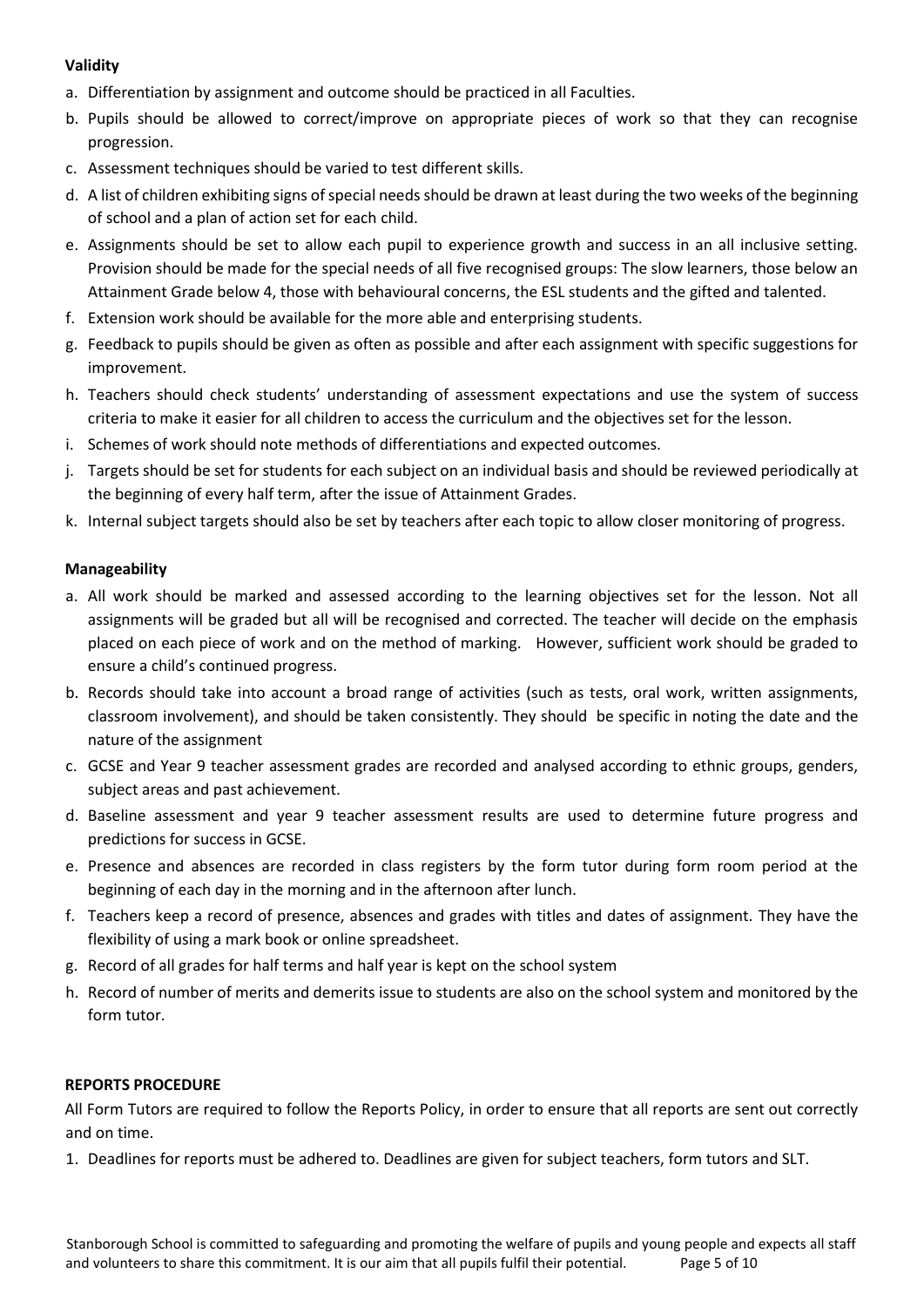**Validity**

a. Differentiation by assignment and outcome should be practiced in all Faculties.
b. Pupils should be allowed to correct/improve on appropriate pieces of work so that they can recognise progression.
c. Assessment techniques should be varied to test different skills.
d. A list of children exhibiting signs of special needs should be drawn at least during the two weeks of the beginning of school and a plan of action set for each child.
e. Assignments should be set to allow each pupil to experience growth and success in an all inclusive setting. Provision should be made for the special needs of all five recognised groups: The slow learners, those below an Attainment Grade below 4, those with behavioural concerns, the ESL students and the gifted and talented.
f. Extension work should be available for the more able and enterprising students.
g. Feedback to pupils should be given as often as possible and after each assignment with specific suggestions for improvement.
h. Teachers should check students' understanding of assessment expectations and use the system of success criteria to make it easier for all children to access the curriculum and the objectives set for the lesson.
i. Schemes of work should note methods of differentiations and expected outcomes.
j. Targets should be set for students for each subject on an individual basis and should be reviewed periodically at the beginning of every half term, after the issue of Attainment Grades.
k. Internal subject targets should also be set by teachers after each topic to allow closer monitoring of progress.

**Manageability**

a. All work should be marked and assessed according to the learning objectives set for the lesson. Not all assignments will be graded but all will be recognised and corrected. The teacher will decide on the emphasis placed on each piece of work and on the method of marking. However, sufficient work should be graded to ensure a child's continued progress.
b. Records should take into account a broad range of activities (such as tests, oral work, written assignments, classroom involvement), and should be taken consistently. They should be specific in noting the date and the nature of the assignment
c. GCSE and Year 9 teacher assessment grades are recorded and analysed according to ethnic groups, genders, subject areas and past achievement.
d. Baseline assessment and year 9 teacher assessment results are used to determine future progress and predictions for success in GCSE.
e. Presence and absences are recorded in class registers by the form tutor during form room period at the beginning of each day in the morning and in the afternoon after lunch.
f. Teachers keep a record of presence, absences and grades with titles and dates of assignment. They have the flexibility of using a mark book or online spreadsheet.
g. Record of all grades for half terms and half year is kept on the school system
h. Record of number of merits and demerits issue to students are also on the school system and monitored by the form tutor.

**REPORTS PROCEDURE**

All Form Tutors are required to follow the Reports Policy, in order to ensure that all reports are sent out correctly and on time.

1. Deadlines for reports must be adhered to. Deadlines are given for subject teachers, form tutors and SLT.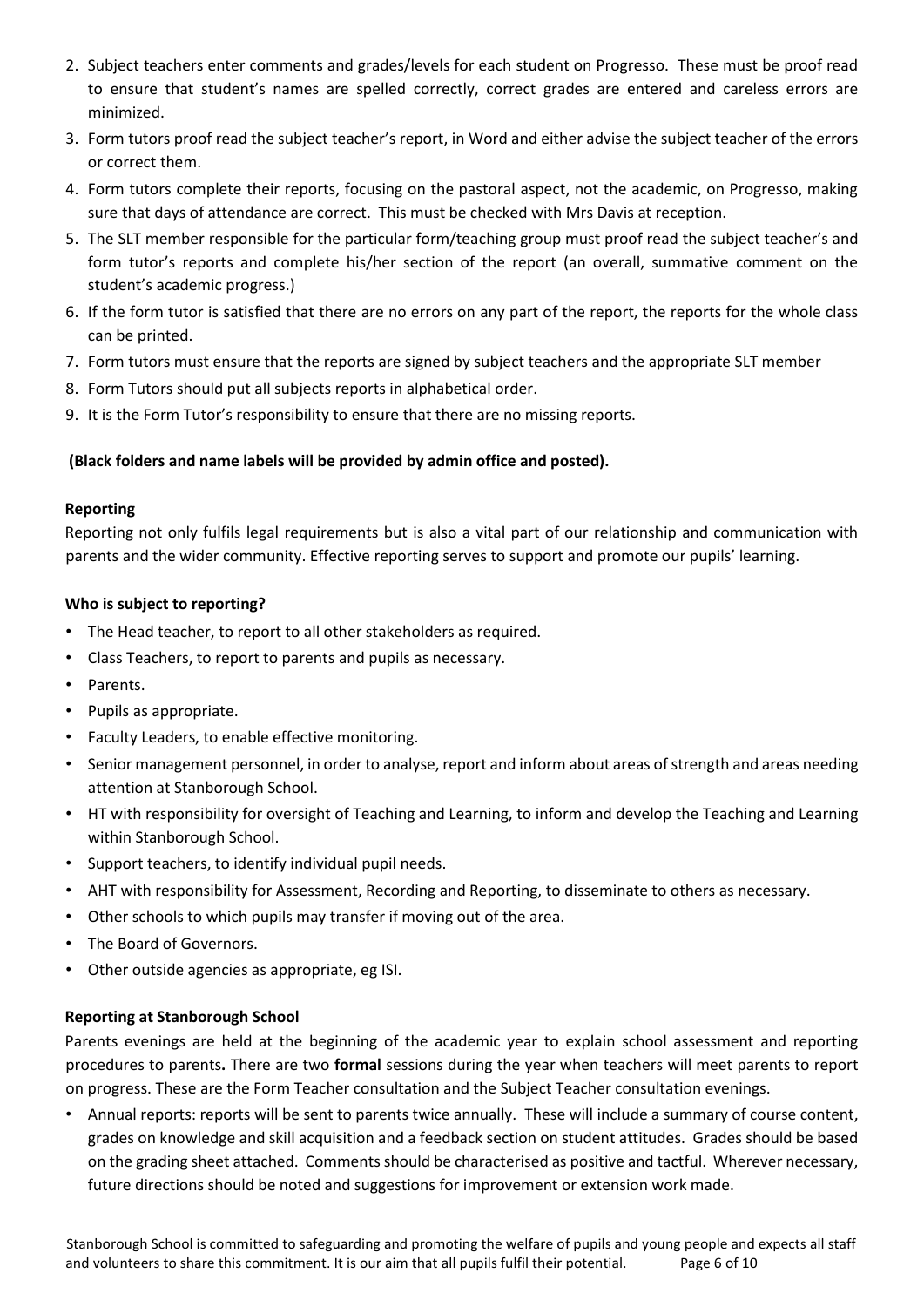2. Subject teachers enter comments and grades/levels for each student on Progresso. These must be proof read to ensure that student's names are spelled correctly, correct grades are entered and careless errors are minimized.
3. Form tutors proof read the subject teacher's report, in Word and either advise the subject teacher of the errors or correct them.
4. Form tutors complete their reports, focusing on the pastoral aspect, not the academic, on Progresso, making sure that days of attendance are correct. This must be checked with Mrs Davis at reception.
5. The SLT member responsible for the particular form/teaching group must proof read the subject teacher's and form tutor's reports and complete his/her section of the report (an overall, summative comment on the student's academic progress.)
6. If the form tutor is satisfied that there are no errors on any part of the report, the reports for the whole class can be printed.
7. Form tutors must ensure that the reports are signed by subject teachers and the appropriate SLT member
8. Form Tutors should put all subjects reports in alphabetical order.
9. It is the Form Tutor's responsibility to ensure that there are no missing reports.

**(Black folders and name labels will be provided by admin office and posted).**

**Reporting**

Reporting not only fulfils legal requirements but is also a vital part of our relationship and communication with parents and the wider community. Effective reporting serves to support and promote our pupils' learning.

**Who is subject to reporting?**

- The Head teacher, to report to all other stakeholders as required.
- Class Teachers, to report to parents and pupils as necessary.
- Parents.
- Pupils as appropriate.
- Faculty Leaders, to enable effective monitoring.
- Senior management personnel, in order to analyse, report and inform about areas of strength and areas needing attention at Stanborough School.
- HT with responsibility for oversight of Teaching and Learning, to inform and develop the Teaching and Learning within Stanborough School.
- Support teachers, to identify individual pupil needs.
- AHT with responsibility for Assessment, Recording and Reporting, to disseminate to others as necessary.
- Other schools to which pupils may transfer if moving out of the area.
- The Board of Governors.
- Other outside agencies as appropriate, eg ISI.

**Reporting at Stanborough School**

Parents evenings are held at the beginning of the academic year to explain school assessment and reporting procedures to parents**.** There are two **formal** sessions during the year when teachers will meet parents to report on progress. These are the Form Teacher consultation and the Subject Teacher consultation evenings.

- Annual reports: reports will be sent to parents twice annually. These will include a summary of course content, grades on knowledge and skill acquisition and a feedback section on student attitudes. Grades should be based on the grading sheet attached. Comments should be characterised as positive and tactful. Wherever necessary, future directions should be noted and suggestions for improvement or extension work made.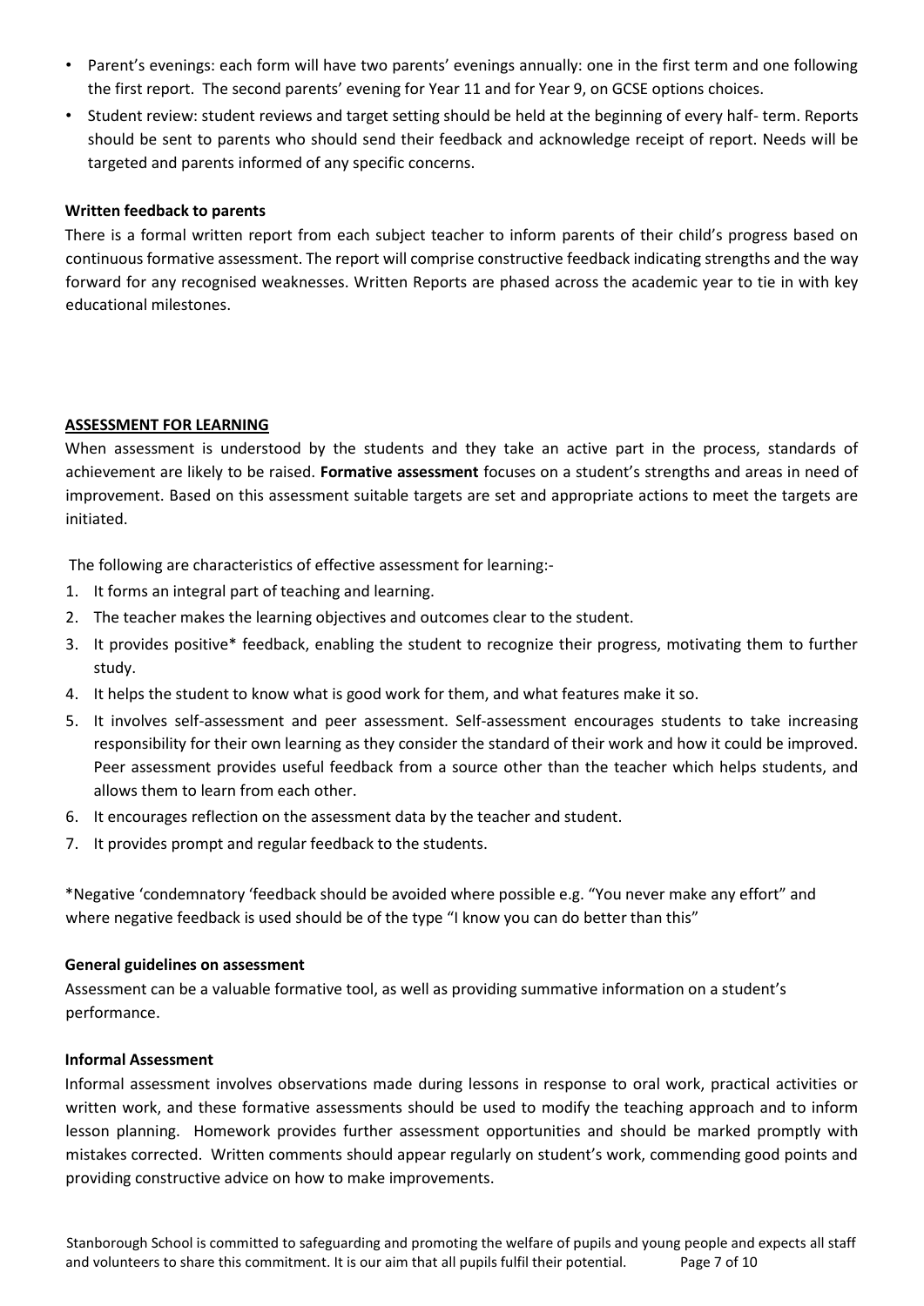- Parent's evenings: each form will have two parents' evenings annually: one in the first term and one following the first report. The second parents' evening for Year 11 and for Year 9, on GCSE options choices.
- Student review: student reviews and target setting should be held at the beginning of every half- term. Reports should be sent to parents who should send their feedback and acknowledge receipt of report. Needs will be targeted and parents informed of any specific concerns.

**Written feedback to parents**

There is a formal written report from each subject teacher to inform parents of their child's progress based on continuous formative assessment. The report will comprise constructive feedback indicating strengths and the way forward for any recognised weaknesses. Written Reports are phased across the academic year to tie in with key educational milestones.

## ASSESSMENT FOR LEARNING

When assessment is understood by the students and they take an active part in the process, standards of achievement are likely to be raised. **Formative assessment** focuses on a student's strengths and areas in need of improvement. Based on this assessment suitable targets are set and appropriate actions to meet the targets are initiated.

The following are characteristics of effective assessment for learning:-

1. It forms an integral part of teaching and learning.
2. The teacher makes the learning objectives and outcomes clear to the student.
3. It provides positive* feedback, enabling the student to recognize their progress, motivating them to further study.
4. It helps the student to know what is good work for them, and what features make it so.
5. It involves self-assessment and peer assessment. Self-assessment encourages students to take increasing responsibility for their own learning as they consider the standard of their work and how it could be improved. Peer assessment provides useful feedback from a source other than the teacher which helps students, and allows them to learn from each other.
6. It encourages reflection on the assessment data by the teacher and student.
7. It provides prompt and regular feedback to the students.

*Negative 'condemnatory 'feedback should be avoided where possible e.g. "You never make any effort" and where negative feedback is used should be of the type "I know you can do better than this"

**General guidelines on assessment**

Assessment can be a valuable formative tool, as well as providing summative information on a student's performance.

**Informal Assessment**

Informal assessment involves observations made during lessons in response to oral work, practical activities or written work, and these formative assessments should be used to modify the teaching approach and to inform lesson planning. Homework provides further assessment opportunities and should be marked promptly with mistakes corrected. Written comments should appear regularly on student's work, commending good points and providing constructive advice on how to make improvements.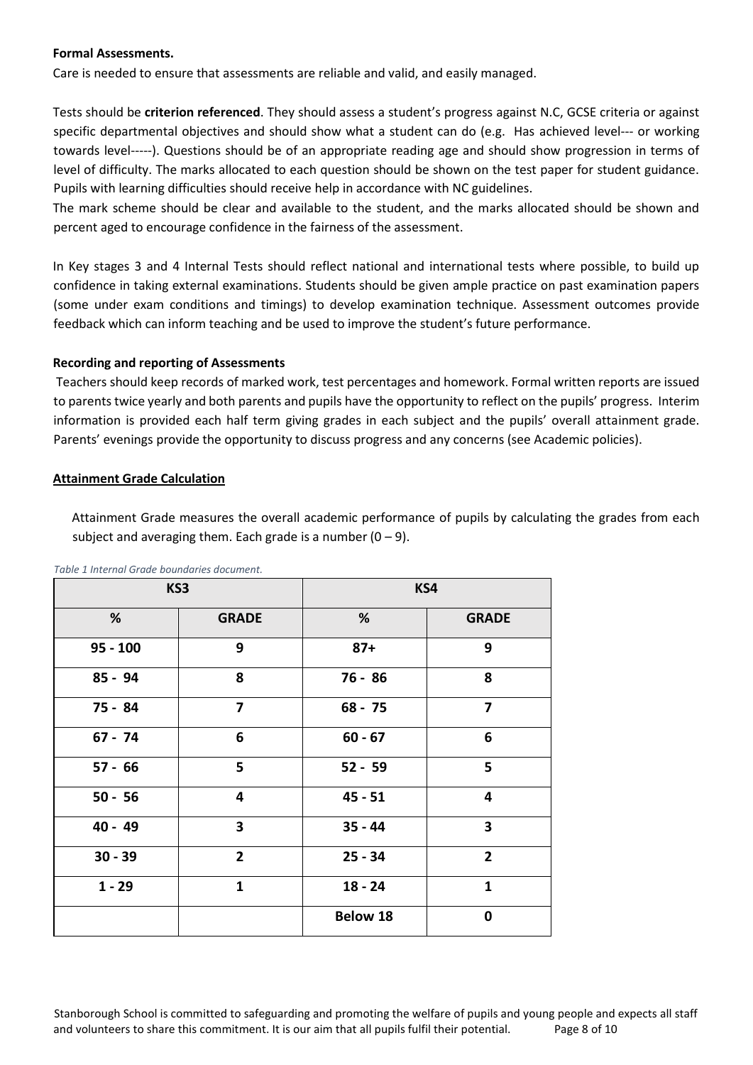**Formal Assessments.**

Care is needed to ensure that assessments are reliable and valid, and easily managed.

Tests should be **criterion referenced**. They should assess a student's progress against N.C, GCSE criteria or against specific departmental objectives and should show what a student can do (e.g. Has achieved level--- or working towards level-----). Questions should be of an appropriate reading age and should show progression in terms of level of difficulty. The marks allocated to each question should be shown on the test paper for student guidance. Pupils with learning difficulties should receive help in accordance with NC guidelines.

The mark scheme should be clear and available to the student, and the marks allocated should be shown and percent aged to encourage confidence in the fairness of the assessment.

In Key stages 3 and 4 Internal Tests should reflect national and international tests where possible, to build up confidence in taking external examinations. Students should be given ample practice on past examination papers (some under exam conditions and timings) to develop examination technique. Assessment outcomes provide feedback which can inform teaching and be used to improve the student's future performance.

**Recording and reporting of Assessments**

Teachers should keep records of marked work, test percentages and homework. Formal written reports are issued to parents twice yearly and both parents and pupils have the opportunity to reflect on the pupils' progress. Interim information is provided each half term giving grades in each subject and the pupils' overall attainment grade. Parents' evenings provide the opportunity to discuss progress and any concerns (see Academic policies).

**Attainment Grade Calculation**

Attainment Grade measures the overall academic performance of pupils by calculating the grades from each subject and averaging them. Each grade is a number (0 – 9).

*Table 1 Internal Grade boundaries document.*

| KS3 | | KS4 | |
|---|---|---|---|
| **%** | **GRADE** | **%** | **GRADE** |
| **95 - 100** | **9** | **87+** | **9** |
| **85 - 94** | **8** | **76 - 86** | **8** |
| **75 - 84** | **7** | **68 - 75** | **7** |
| **67 - 74** | **6** | **60 - 67** | **6** |
| **57 - 66** | **5** | **52 - 59** | **5** |
| **50 - 56** | **4** | **45 - 51** | **4** |
| **40 - 49** | **3** | **35 - 44** | **3** |
| **30 - 39** | **2** | **25 - 34** | **2** |
| **1 - 29** | **1** | **18 - 24** | **1** |
| | | **Below 18** | **0** |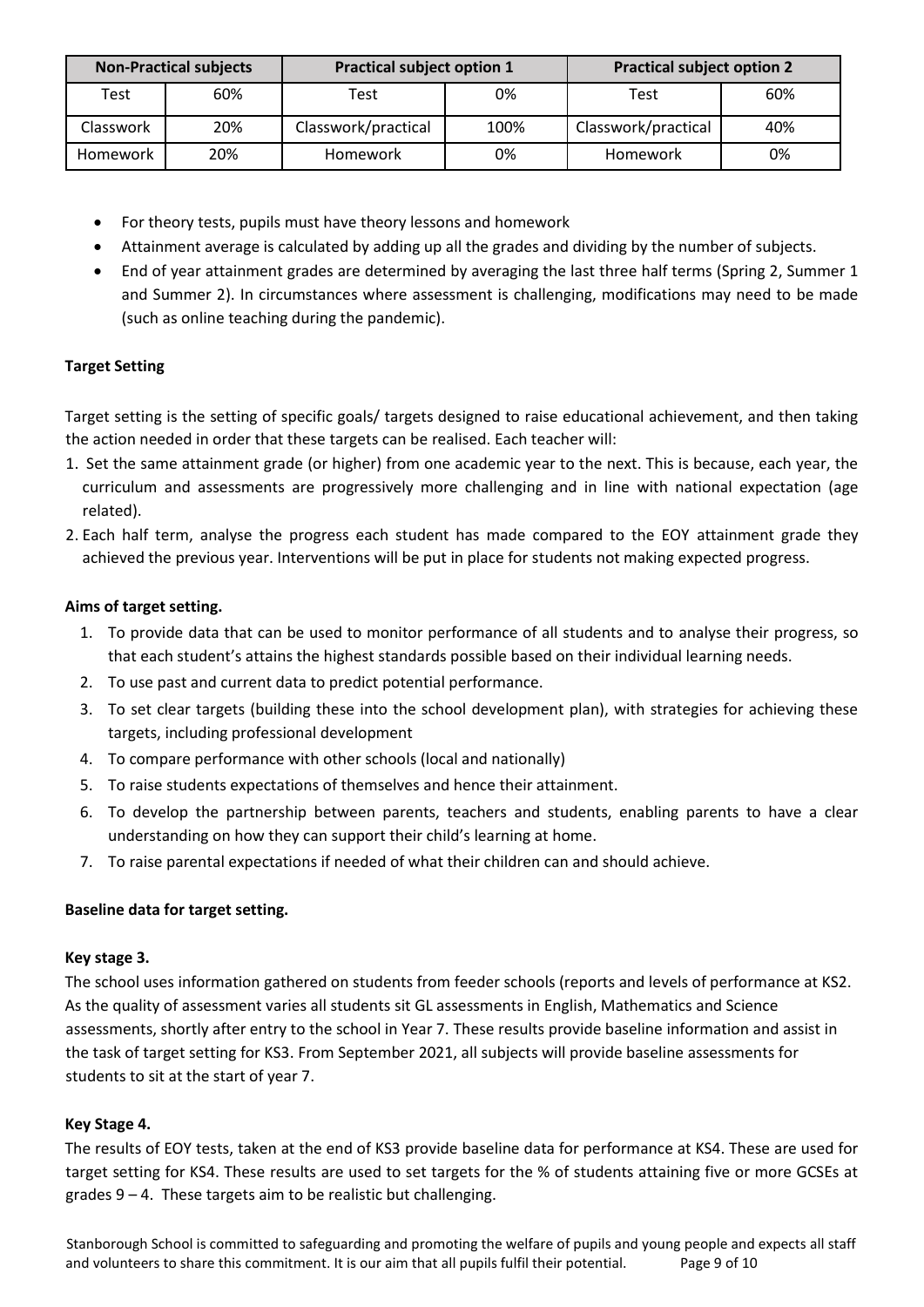| Non-Practical subjects | | Practical subject option 1 | | Practical subject option 2 | |
|---|---|---|---|---|---|
| Test | 60% | Test | 0% | Test | 60% |
| Classwork | 20% | Classwork/practical | 100% | Classwork/practical | 40% |
| Homework | 20% | Homework | 0% | Homework | 0% |

- For theory tests, pupils must have theory lessons and homework
- Attainment average is calculated by adding up all the grades and dividing by the number of subjects.
- End of year attainment grades are determined by averaging the last three half terms (Spring 2, Summer 1 and Summer 2). In circumstances where assessment is challenging, modifications may need to be made (such as online teaching during the pandemic).

**Target Setting**

Target setting is the setting of specific goals/ targets designed to raise educational achievement, and then taking the action needed in order that these targets can be realised. Each teacher will:

1. Set the same attainment grade (or higher) from one academic year to the next. This is because, each year, the curriculum and assessments are progressively more challenging and in line with national expectation (age related).
2. Each half term, analyse the progress each student has made compared to the EOY attainment grade they achieved the previous year. Interventions will be put in place for students not making expected progress.

**Aims of target setting.**

1. To provide data that can be used to monitor performance of all students and to analyse their progress, so that each student's attains the highest standards possible based on their individual learning needs.
2. To use past and current data to predict potential performance.
3. To set clear targets (building these into the school development plan), with strategies for achieving these targets, including professional development
4. To compare performance with other schools (local and nationally)
5. To raise students expectations of themselves and hence their attainment.
6. To develop the partnership between parents, teachers and students, enabling parents to have a clear understanding on how they can support their child's learning at home.
7. To raise parental expectations if needed of what their children can and should achieve.

**Baseline data for target setting.**

**Key stage 3.**

The school uses information gathered on students from feeder schools (reports and levels of performance at KS2. As the quality of assessment varies all students sit GL assessments in English, Mathematics and Science assessments, shortly after entry to the school in Year 7. These results provide baseline information and assist in the task of target setting for KS3. From September 2021, all subjects will provide baseline assessments for students to sit at the start of year 7.

**Key Stage 4.**

The results of EOY tests, taken at the end of KS3 provide baseline data for performance at KS4. These are used for target setting for KS4. These results are used to set targets for the % of students attaining five or more GCSEs at grades 9 – 4. These targets aim to be realistic but challenging.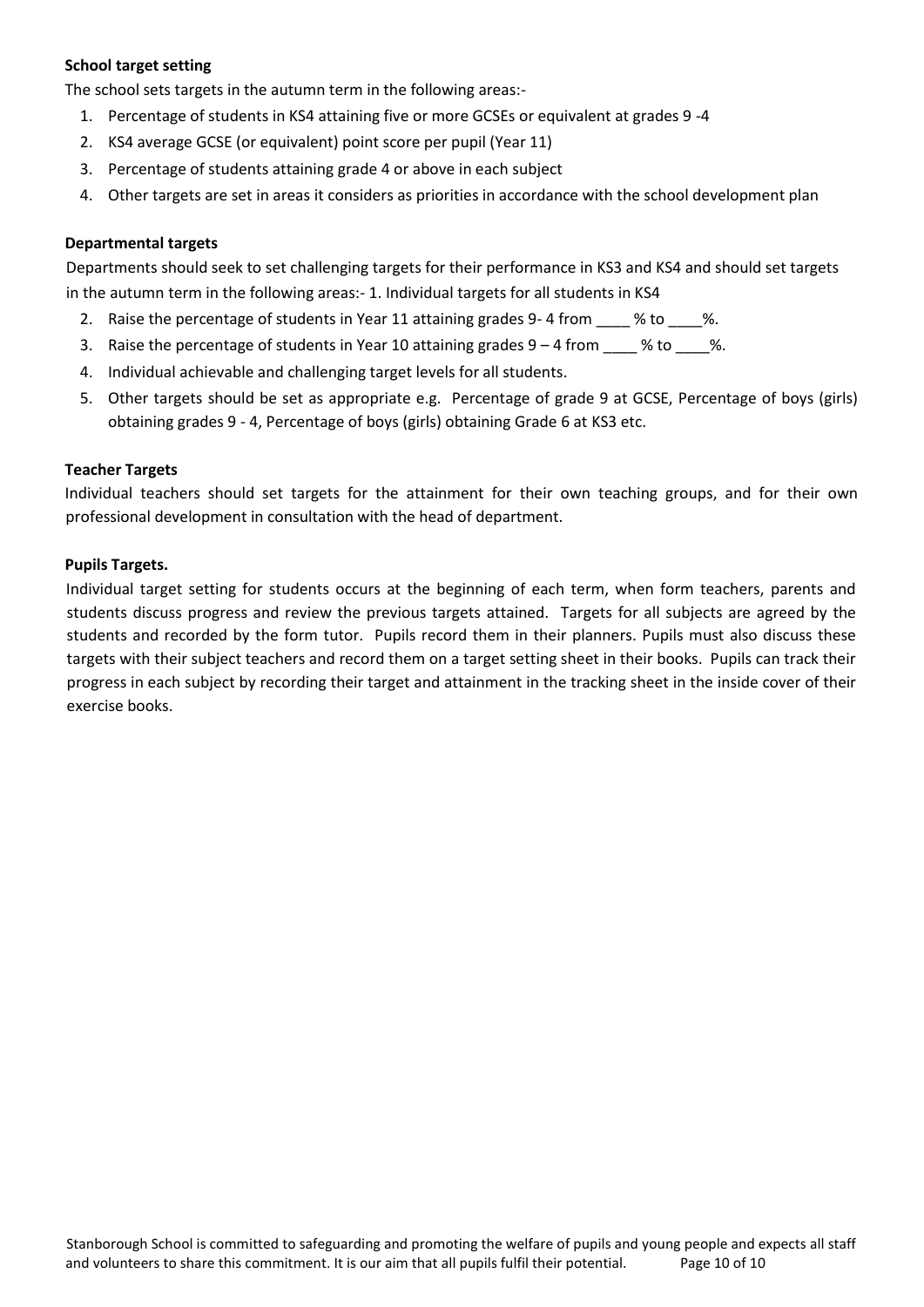**School target setting**

The school sets targets in the autumn term in the following areas:-

1. Percentage of students in KS4 attaining five or more GCSEs or equivalent at grades 9 -4
2. KS4 average GCSE (or equivalent) point score per pupil (Year 11)
3. Percentage of students attaining grade 4 or above in each subject
4. Other targets are set in areas it considers as priorities in accordance with the school development plan

**Departmental targets**

Departments should seek to set challenging targets for their performance in KS3 and KS4 and should set targets in the autumn term in the following areas:- 1. Individual targets for all students in KS4

2. Raise the percentage of students in Year 11 attaining grades 9- 4 from ____ % to ____%.
3. Raise the percentage of students in Year 10 attaining grades 9 – 4 from ____ % to ____%.
4. Individual achievable and challenging target levels for all students.
5. Other targets should be set as appropriate e.g. Percentage of grade 9 at GCSE, Percentage of boys (girls) obtaining grades 9 - 4, Percentage of boys (girls) obtaining Grade 6 at KS3 etc.

**Teacher Targets**

Individual teachers should set targets for the attainment for their own teaching groups, and for their own professional development in consultation with the head of department.

**Pupils Targets.**

Individual target setting for students occurs at the beginning of each term, when form teachers, parents and students discuss progress and review the previous targets attained. Targets for all subjects are agreed by the students and recorded by the form tutor. Pupils record them in their planners. Pupils must also discuss these targets with their subject teachers and record them on a target setting sheet in their books. Pupils can track their progress in each subject by recording their target and attainment in the tracking sheet in the inside cover of their exercise books.